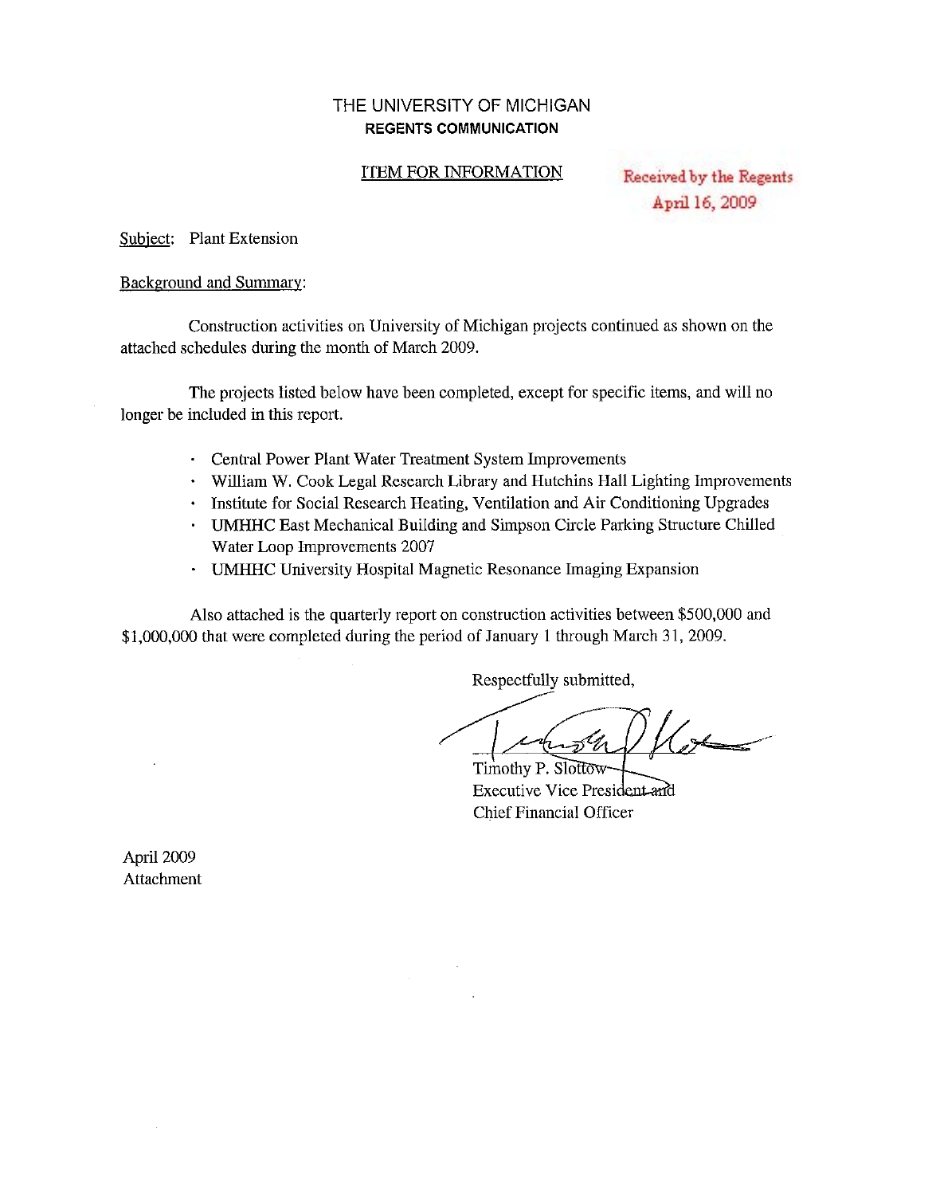# THE UNIVERSITY OF MICHIGAN
**REGENTS COMMUNICATION**

ITEM FOR INFORMATION

Received by the Regents
April 16, 2009

Subject: Plant Extension

Background and Summary:

Construction activities on University of Michigan projects continued as shown on the attached schedules during the month of March 2009.

The projects listed below have been completed, except for specific items, and will no longer be included in this report.

- Central Power Plant Water Treatment System Improvements
- William W. Cook Legal Research Library and Hutchins Hall Lighting Improvements
- Institute for Social Research Heating, Ventilation and Air Conditioning Upgrades
- UMHHC East Mechanical Building and Simpson Circle Parking Structure Chilled Water Loop Improvements 2007
- UMHHC University Hospital Magnetic Resonance Imaging Expansion

Also attached is the quarterly report on construction activities between $500,000 and $1,000,000 that were completed during the period of January 1 through March 31, 2009.

Respectfully submitted,

Timothy P. Slottow
Executive Vice President and
Chief Financial Officer

April 2009
Attachment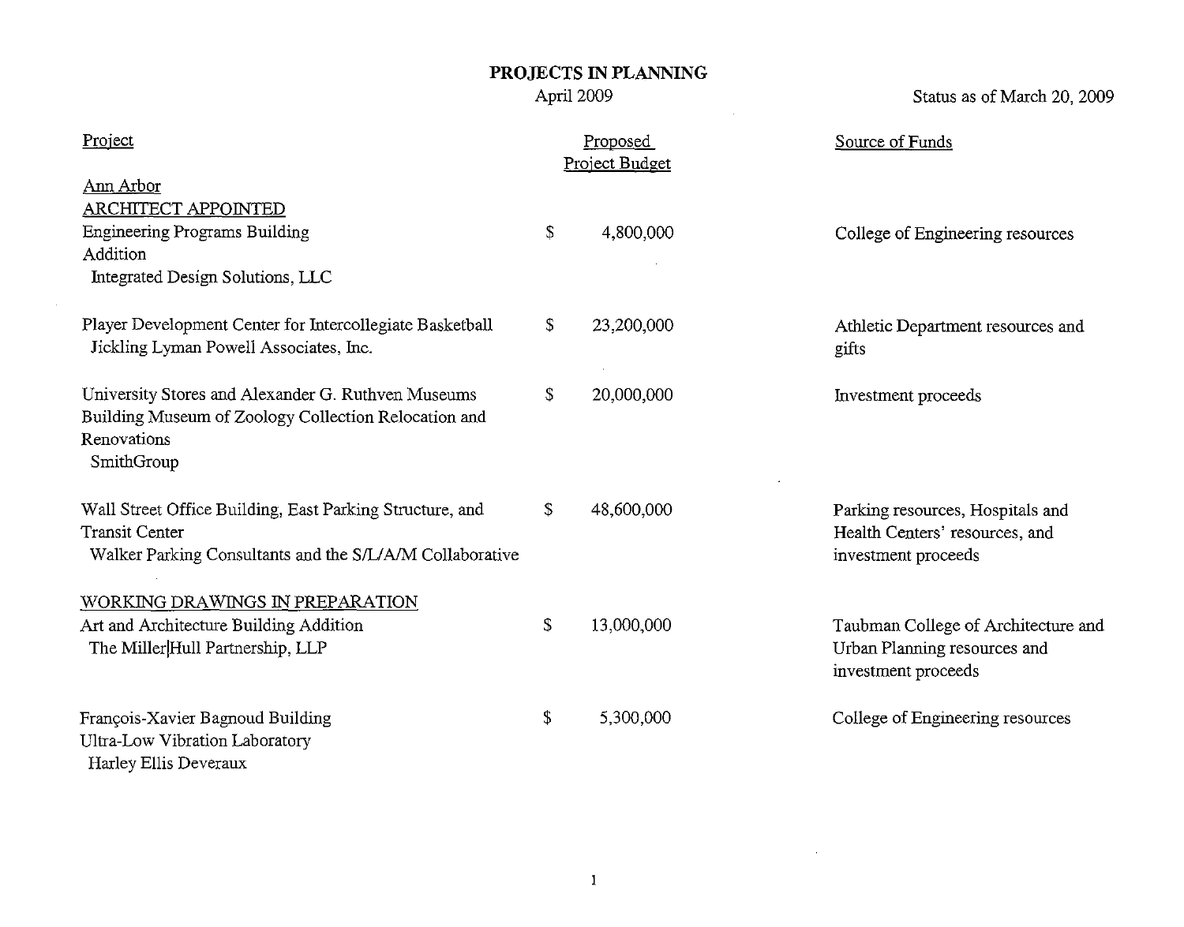# PROJECTS IN PLANNING

April 2009

Status as of March 20, 2009

| Project | Proposed Project Budget | Source of Funds |
|---|---|---|
| **Ann Arbor** | | |
| **ARCHITECT APPOINTED** | | |
| Engineering Programs Building Addition<br>Integrated Design Solutions, LLC | $ 4,800,000 | College of Engineering resources |
| Player Development Center for Intercollegiate Basketball<br>Jickling Lyman Powell Associates, Inc. | $ 23,200,000 | Athletic Department resources and gifts |
| University Stores and Alexander G. Ruthven Museums Building Museum of Zoology Collection Relocation and Renovations<br>SmithGroup | $ 20,000,000 | Investment proceeds |
| Wall Street Office Building, East Parking Structure, and Transit Center<br>Walker Parking Consultants and the S/L/A/M Collaborative | $ 48,600,000 | Parking resources, Hospitals and Health Centers' resources, and investment proceeds |
| **WORKING DRAWINGS IN PREPARATION** | | |
| Art and Architecture Building Addition<br>The Miller\|Hull Partnership, LLP | $ 13,000,000 | Taubman College of Architecture and Urban Planning resources and investment proceeds |
| François-Xavier Bagnoud Building Ultra-Low Vibration Laboratory<br>Harley Ellis Deveraux | $ 5,300,000 | College of Engineering resources |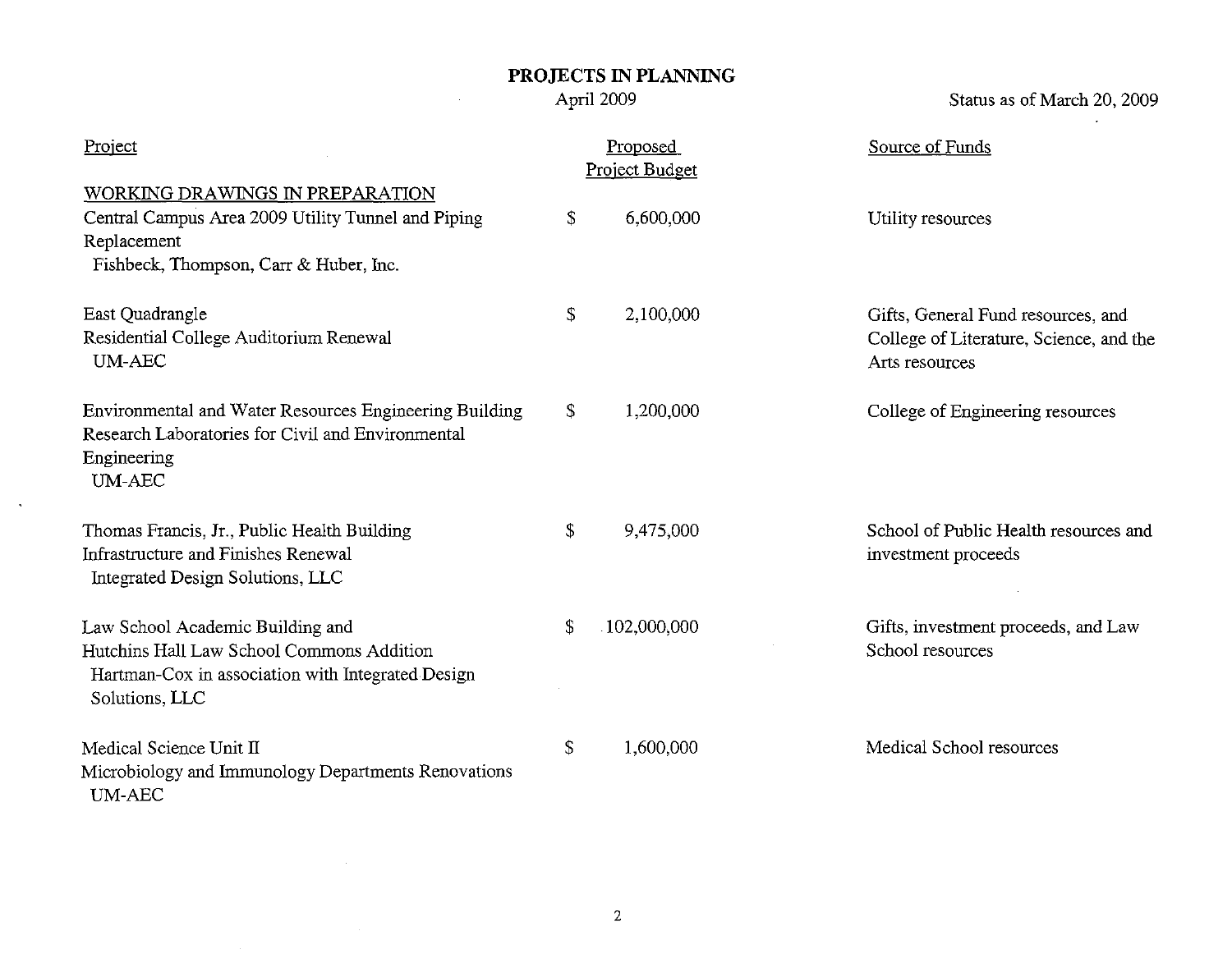# PROJECTS IN PLANNING

April 2009

Status as of March 20, 2009

| Project | Proposed Project Budget | Source of Funds |
|---|---|---|
| **WORKING DRAWINGS IN PREPARATION** | | |
| Central Campus Area 2009 Utility Tunnel and Piping Replacement<br>Fishbeck, Thompson, Carr & Huber, Inc. | $ 6,600,000 | Utility resources |
| East Quadrangle<br>Residential College Auditorium Renewal<br>UM-AEC | $ 2,100,000 | Gifts, General Fund resources, and College of Literature, Science, and the Arts resources |
| Environmental and Water Resources Engineering Building<br>Research Laboratories for Civil and Environmental Engineering<br>UM-AEC | $ 1,200,000 | College of Engineering resources |
| Thomas Francis, Jr., Public Health Building<br>Infrastructure and Finishes Renewal<br>Integrated Design Solutions, LLC | $ 9,475,000 | School of Public Health resources and investment proceeds |
| Law School Academic Building and<br>Hutchins Hall Law School Commons Addition<br>Hartman-Cox in association with Integrated Design Solutions, LLC | $ 102,000,000 | Gifts, investment proceeds, and Law School resources |
| Medical Science Unit II<br>Microbiology and Immunology Departments Renovations<br>UM-AEC | $ 1,600,000 | Medical School resources |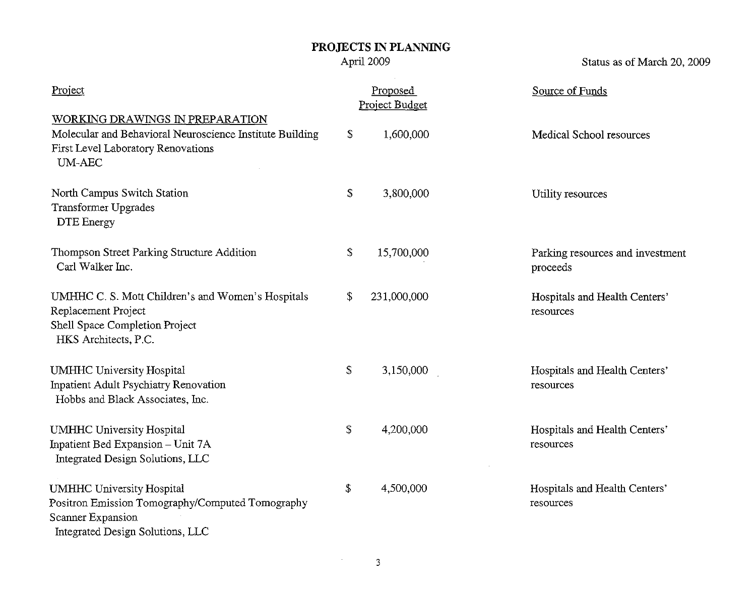# PROJECTS IN PLANNING

April 2009

Status as of March 20, 2009

| Project | Proposed Project Budget | Source of Funds |
|---|---|---|
| **WORKING DRAWINGS IN PREPARATION** | | |
| Molecular and Behavioral Neuroscience Institute Building First Level Laboratory Renovations<br>UM-AEC | $ 1,600,000 | Medical School resources |
| North Campus Switch Station Transformer Upgrades<br>DTE Energy | $ 3,800,000 | Utility resources |
| Thompson Street Parking Structure Addition<br>Carl Walker Inc. | $ 15,700,000 | Parking resources and investment proceeds |
| UMHHC C. S. Mott Children's and Women's Hospitals Replacement Project Shell Space Completion Project<br>HKS Architects, P.C. | $ 231,000,000 | Hospitals and Health Centers' resources |
| UMHHC University Hospital Inpatient Adult Psychiatry Renovation<br>Hobbs and Black Associates, Inc. | $ 3,150,000 | Hospitals and Health Centers' resources |
| UMHHC University Hospital Inpatient Bed Expansion – Unit 7A<br>Integrated Design Solutions, LLC | $ 4,200,000 | Hospitals and Health Centers' resources |
| UMHHC University Hospital Positron Emission Tomography/Computed Tomography Scanner Expansion<br>Integrated Design Solutions, LLC | $ 4,500,000 | Hospitals and Health Centers' resources |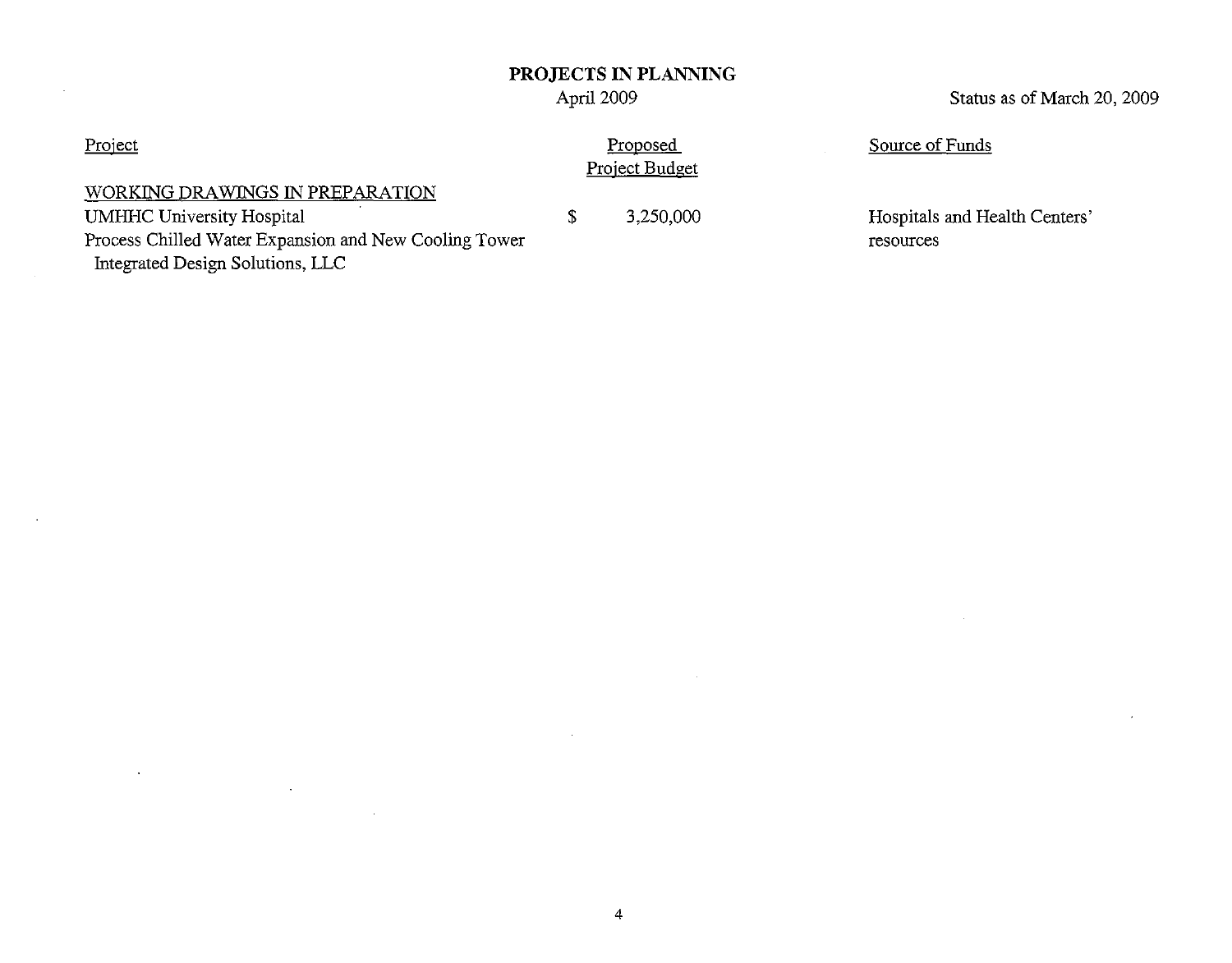# PROJECTS IN PLANNING

April 2009

Status as of March 20, 2009

| Project | Proposed Project Budget | Source of Funds |
|---|---|---|
| WORKING DRAWINGS IN PREPARATION | | |
| UMHHC University Hospital<br>Process Chilled Water Expansion and New Cooling Tower<br>Integrated Design Solutions, LLC | $ 3,250,000 | Hospitals and Health Centers' resources |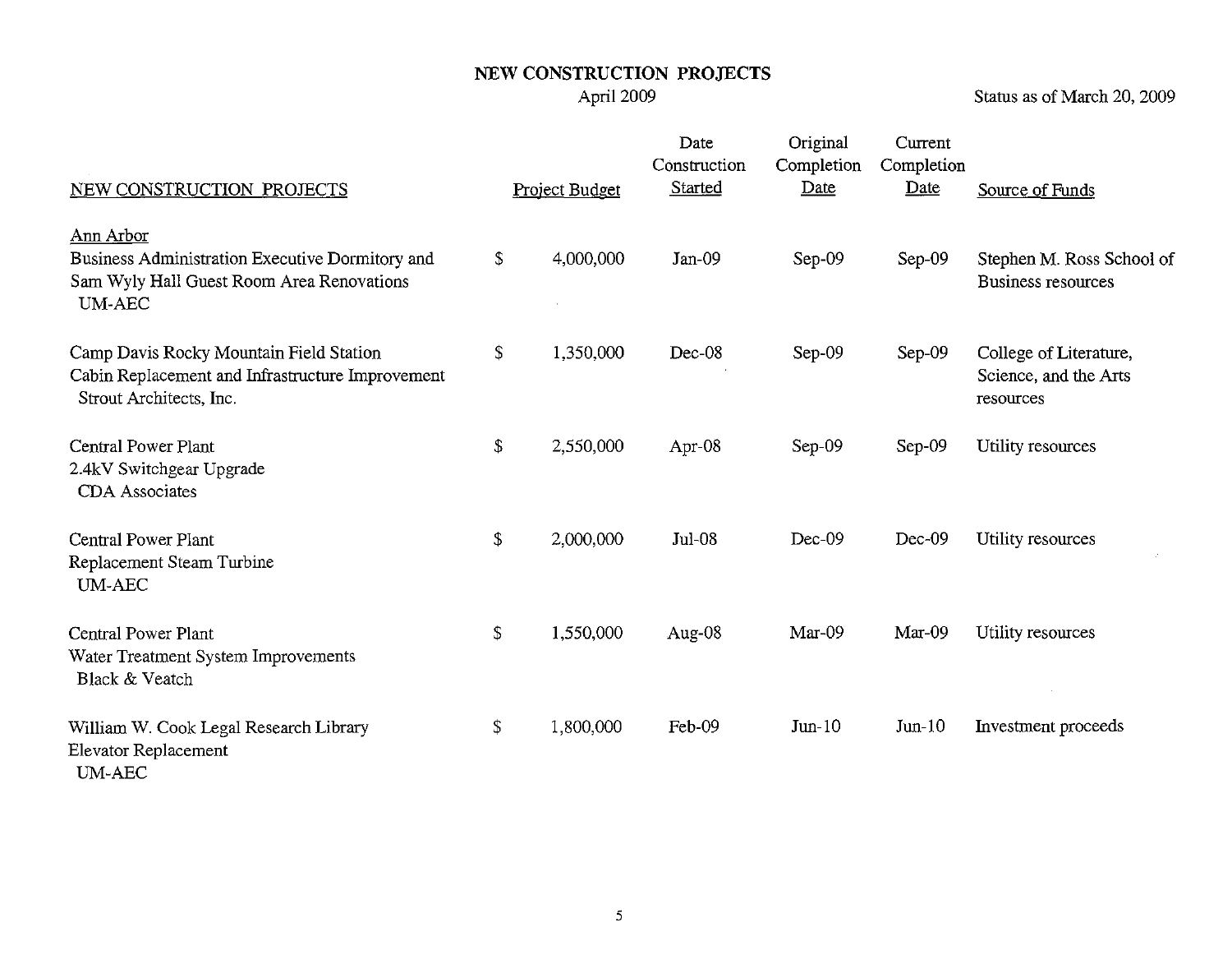# NEW CONSTRUCTION PROJECTS

April 2009

Status as of March 20, 2009

| NEW CONSTRUCTION PROJECTS | Project Budget | Date Construction Started | Original Completion Date | Current Completion Date | Source of Funds |
|---|---|---|---|---|---|
| Ann Arbor | | | | | |
| Business Administration Executive Dormitory and Sam Wyly Hall Guest Room Area Renovations UM-AEC | $ 4,000,000 | Jan-09 | Sep-09 | Sep-09 | Stephen M. Ross School of Business resources |
| Camp Davis Rocky Mountain Field Station Cabin Replacement and Infrastructure Improvement Strout Architects, Inc. | $ 1,350,000 | Dec-08 | Sep-09 | Sep-09 | College of Literature, Science, and the Arts resources |
| Central Power Plant 2.4kV Switchgear Upgrade CDA Associates | $ 2,550,000 | Apr-08 | Sep-09 | Sep-09 | Utility resources |
| Central Power Plant Replacement Steam Turbine UM-AEC | $ 2,000,000 | Jul-08 | Dec-09 | Dec-09 | Utility resources |
| Central Power Plant Water Treatment System Improvements Black & Veatch | $ 1,550,000 | Aug-08 | Mar-09 | Mar-09 | Utility resources |
| William W. Cook Legal Research Library Elevator Replacement UM-AEC | $ 1,800,000 | Feb-09 | Jun-10 | Jun-10 | Investment proceeds |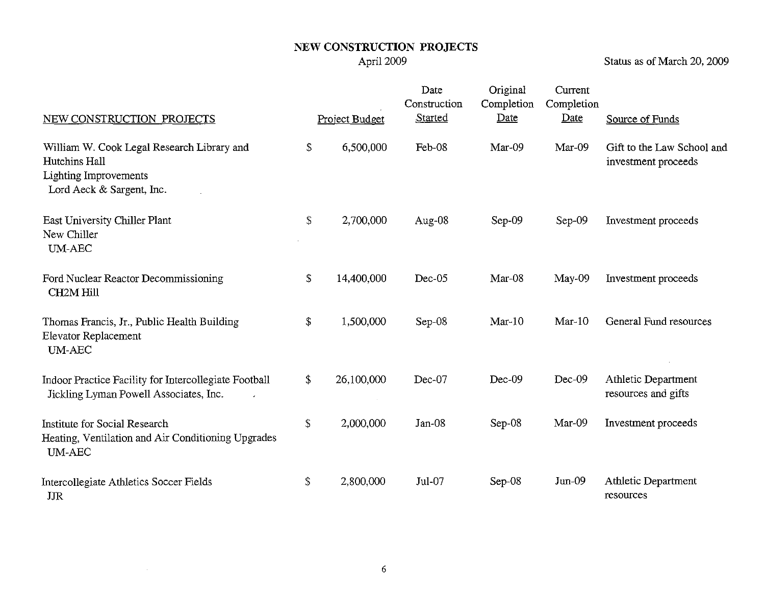# NEW CONSTRUCTION PROJECTS

April 2009

Status as of March 20, 2009

| NEW CONSTRUCTION PROJECTS | Project Budget | Date Construction Started | Original Completion Date | Current Completion Date | Source of Funds |
|---|---|---|---|---|---|
| William W. Cook Legal Research Library and Hutchins Hall<br>Lighting Improvements<br>Lord Aeck & Sargent, Inc. | $ 6,500,000 | Feb-08 | Mar-09 | Mar-09 | Gift to the Law School and investment proceeds |
| East University Chiller Plant<br>New Chiller<br>UM-AEC | $ 2,700,000 | Aug-08 | Sep-09 | Sep-09 | Investment proceeds |
| Ford Nuclear Reactor Decommissioning<br>CH2M Hill | $ 14,400,000 | Dec-05 | Mar-08 | May-09 | Investment proceeds |
| Thomas Francis, Jr., Public Health Building<br>Elevator Replacement<br>UM-AEC | $ 1,500,000 | Sep-08 | Mar-10 | Mar-10 | General Fund resources |
| Indoor Practice Facility for Intercollegiate Football<br>Jickling Lyman Powell Associates, Inc. | $ 26,100,000 | Dec-07 | Dec-09 | Dec-09 | Athletic Department resources and gifts |
| Institute for Social Research<br>Heating, Ventilation and Air Conditioning Upgrades<br>UM-AEC | $ 2,000,000 | Jan-08 | Sep-08 | Mar-09 | Investment proceeds |
| Intercollegiate Athletics Soccer Fields<br>JJR | $ 2,800,000 | Jul-07 | Sep-08 | Jun-09 | Athletic Department resources |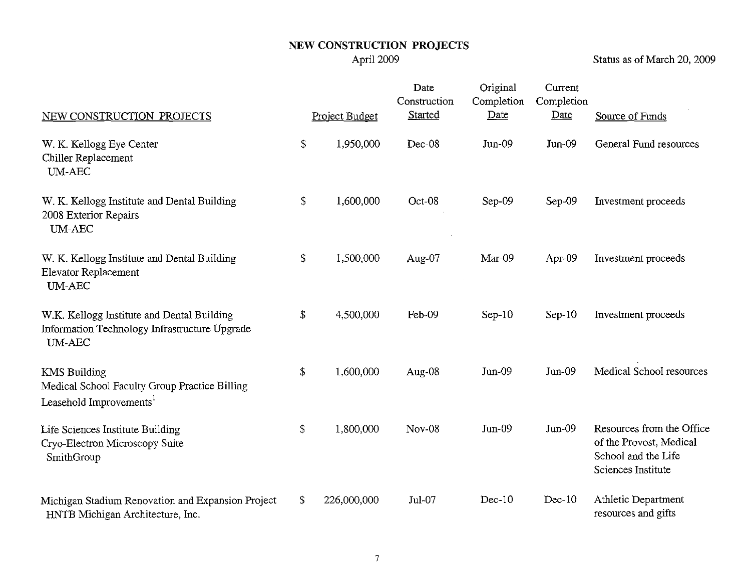# NEW CONSTRUCTION PROJECTS

April 2009

Status as of March 20, 2009

| NEW CONSTRUCTION PROJECTS | Project Budget | Date Construction Started | Original Completion Date | Current Completion Date | Source of Funds |
|---|---|---|---|---|---|
| W. K. Kellogg Eye Center<br>Chiller Replacement<br>UM-AEC | $ 1,950,000 | Dec-08 | Jun-09 | Jun-09 | General Fund resources |
| W. K. Kellogg Institute and Dental Building<br>2008 Exterior Repairs<br>UM-AEC | $ 1,600,000 | Oct-08 | Sep-09 | Sep-09 | Investment proceeds |
| W. K. Kellogg Institute and Dental Building<br>Elevator Replacement<br>UM-AEC | $ 1,500,000 | Aug-07 | Mar-09 | Apr-09 | Investment proceeds |
| W.K. Kellogg Institute and Dental Building<br>Information Technology Infrastructure Upgrade<br>UM-AEC | $ 4,500,000 | Feb-09 | Sep-10 | Sep-10 | Investment proceeds |
| KMS Building<br>Medical School Faculty Group Practice Billing<br>Leasehold Improvements[1] | $ 1,600,000 | Aug-08 | Jun-09 | Jun-09 | Medical School resources |
| Life Sciences Institute Building<br>Cryo-Electron Microscopy Suite<br>SmithGroup | $ 1,800,000 | Nov-08 | Jun-09 | Jun-09 | Resources from the Office of the Provost, Medical School and the Life Sciences Institute |
| Michigan Stadium Renovation and Expansion Project<br>HNTB Michigan Architecture, Inc. | $ 226,000,000 | Jul-07 | Dec-10 | Dec-10 | Athletic Department resources and gifts |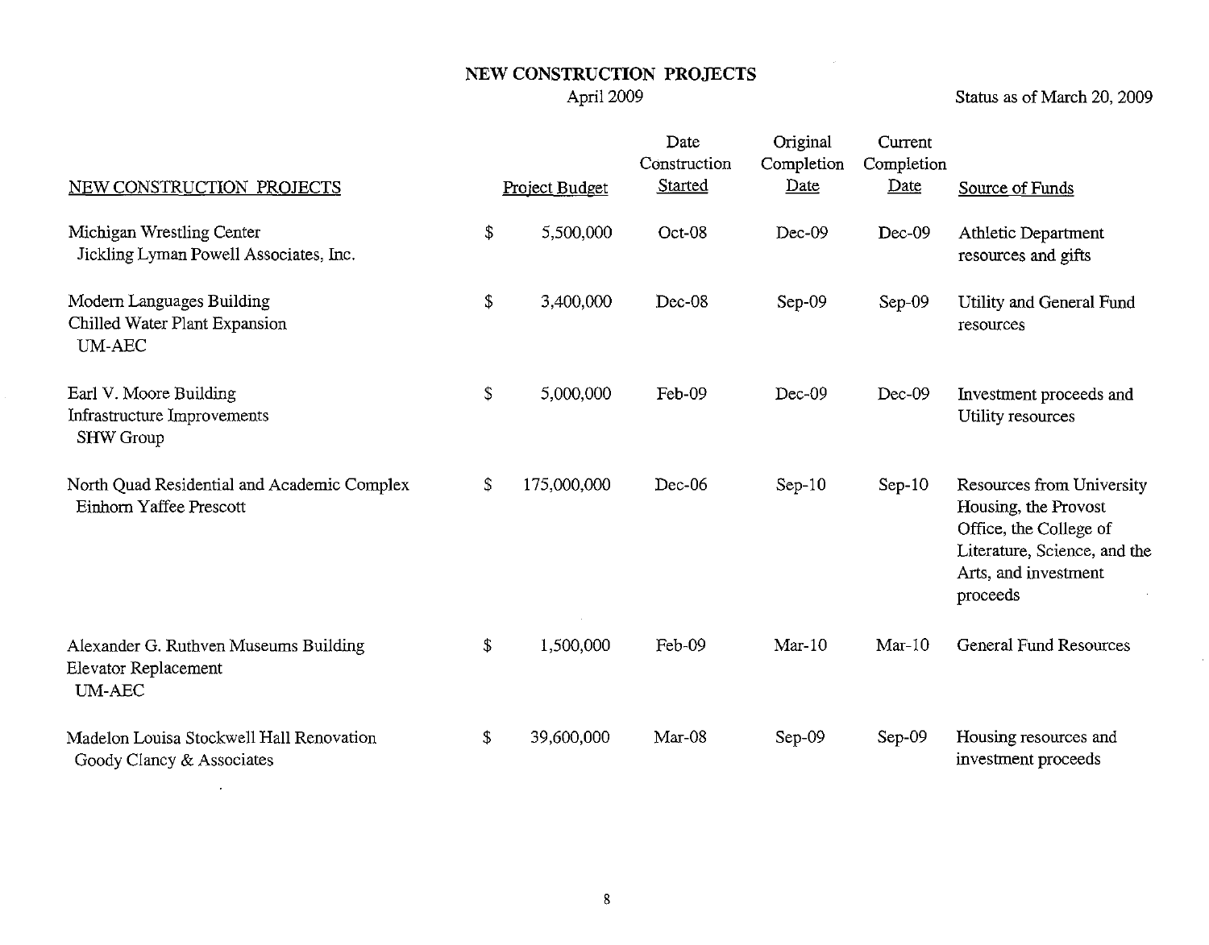# NEW CONSTRUCTION PROJECTS

April 2009

Status as of March 20, 2009

| NEW CONSTRUCTION PROJECTS | Project Budget | Date Construction Started | Original Completion Date | Current Completion Date | Source of Funds |
|---|---|---|---|---|---|
| Michigan Wrestling Center<br>Jickling Lyman Powell Associates, Inc. | $ 5,500,000 | Oct-08 | Dec-09 | Dec-09 | Athletic Department resources and gifts |
| Modern Languages Building<br>Chilled Water Plant Expansion<br>UM-AEC | $ 3,400,000 | Dec-08 | Sep-09 | Sep-09 | Utility and General Fund resources |
| Earl V. Moore Building<br>Infrastructure Improvements<br>SHW Group | $ 5,000,000 | Feb-09 | Dec-09 | Dec-09 | Investment proceeds and Utility resources |
| North Quad Residential and Academic Complex<br>Einhorn Yaffee Prescott | $ 175,000,000 | Dec-06 | Sep-10 | Sep-10 | Resources from University Housing, the Provost Office, the College of Literature, Science, and the Arts, and investment proceeds |
| Alexander G. Ruthven Museums Building<br>Elevator Replacement<br>UM-AEC | $ 1,500,000 | Feb-09 | Mar-10 | Mar-10 | General Fund Resources |
| Madelon Louisa Stockwell Hall Renovation<br>Goody Clancy & Associates | $ 39,600,000 | Mar-08 | Sep-09 | Sep-09 | Housing resources and investment proceeds |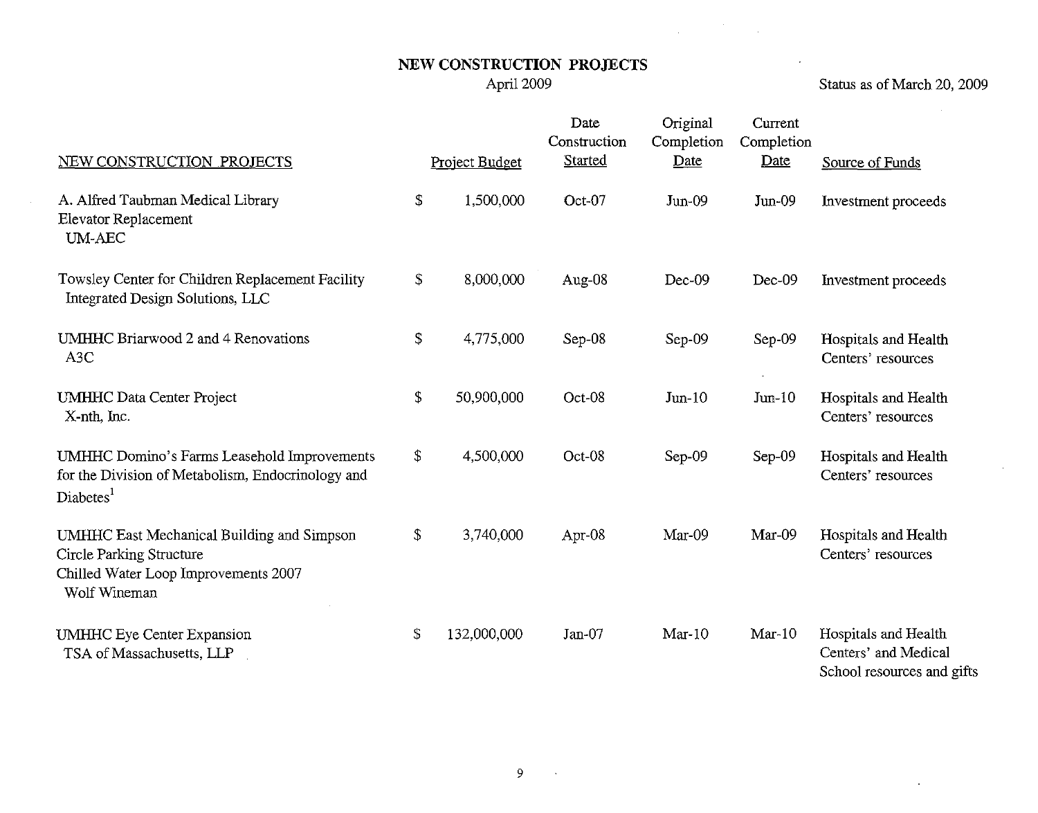# NEW CONSTRUCTION PROJECTS

April 2009

Status as of March 20, 2009

| NEW CONSTRUCTION PROJECTS | Project Budget | Date Construction Started | Original Completion Date | Current Completion Date | Source of Funds |
|---|---|---|---|---|---|
| A. Alfred Taubman Medical Library Elevator Replacement UM-AEC | $ 1,500,000 | Oct-07 | Jun-09 | Jun-09 | Investment proceeds |
| Towsley Center for Children Replacement Facility Integrated Design Solutions, LLC | $ 8,000,000 | Aug-08 | Dec-09 | Dec-09 | Investment proceeds |
| UMHHC Briarwood 2 and 4 Renovations A3C | $ 4,775,000 | Sep-08 | Sep-09 | Sep-09 | Hospitals and Health Centers' resources |
| UMHHC Data Center Project X-nth, Inc. | $ 50,900,000 | Oct-08 | Jun-10 | Jun-10 | Hospitals and Health Centers' resources |
| UMHHC Domino's Farms Leasehold Improvements for the Division of Metabolism, Endocrinology and Diabetes[1] | $ 4,500,000 | Oct-08 | Sep-09 | Sep-09 | Hospitals and Health Centers' resources |
| UMHHC East Mechanical Building and Simpson Circle Parking Structure Chilled Water Loop Improvements 2007 Wolf Wineman | $ 3,740,000 | Apr-08 | Mar-09 | Mar-09 | Hospitals and Health Centers' resources |
| UMHHC Eye Center Expansion TSA of Massachusetts, LLP | $ 132,000,000 | Jan-07 | Mar-10 | Mar-10 | Hospitals and Health Centers' and Medical School resources and gifts |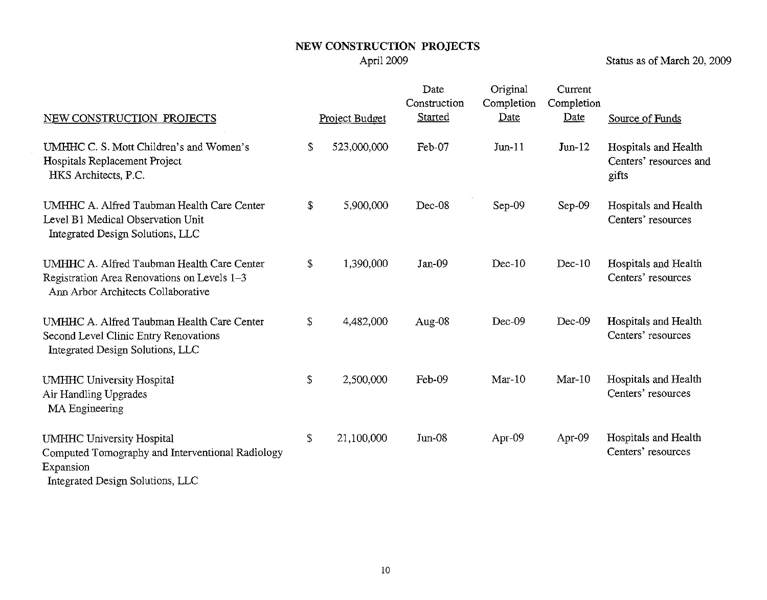# NEW CONSTRUCTION PROJECTS

April 2009

Status as of March 20, 2009

| NEW CONSTRUCTION PROJECTS | Project Budget | Date Construction Started | Original Completion Date | Current Completion Date | Source of Funds |
|---|---|---|---|---|---|
| UMHHC C. S. Mott Children's and Women's Hospitals Replacement Project<br>HKS Architects, P.C. | $ 523,000,000 | Feb-07 | Jun-11 | Jun-12 | Hospitals and Health Centers' resources and gifts |
| UMHHC A. Alfred Taubman Health Care Center Level B1 Medical Observation Unit<br>Integrated Design Solutions, LLC | $ 5,900,000 | Dec-08 | Sep-09 | Sep-09 | Hospitals and Health Centers' resources |
| UMHHC A. Alfred Taubman Health Care Center Registration Area Renovations on Levels 1–3<br>Ann Arbor Architects Collaborative | $ 1,390,000 | Jan-09 | Dec-10 | Dec-10 | Hospitals and Health Centers' resources |
| UMHHC A. Alfred Taubman Health Care Center Second Level Clinic Entry Renovations<br>Integrated Design Solutions, LLC | $ 4,482,000 | Aug-08 | Dec-09 | Dec-09 | Hospitals and Health Centers' resources |
| UMHHC University Hospital Air Handling Upgrades<br>MA Engineering | $ 2,500,000 | Feb-09 | Mar-10 | Mar-10 | Hospitals and Health Centers' resources |
| UMHHC University Hospital Computed Tomography and Interventional Radiology Expansion<br>Integrated Design Solutions, LLC | $ 21,100,000 | Jun-08 | Apr-09 | Apr-09 | Hospitals and Health Centers' resources |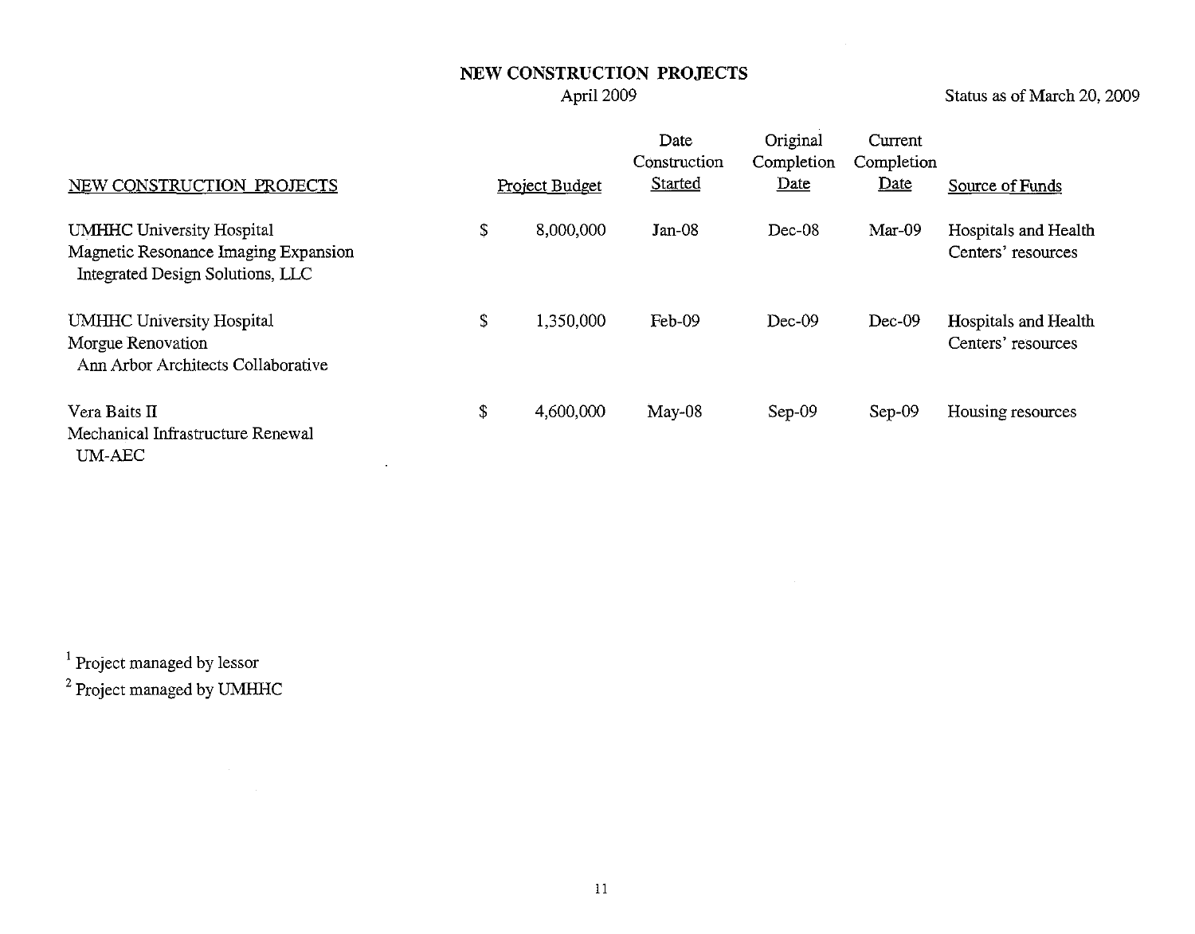# NEW CONSTRUCTION PROJECTS

April 2009

Status as of March 20, 2009

| NEW CONSTRUCTION PROJECTS | Project Budget | Date Construction Started | Original Completion Date | Current Completion Date | Source of Funds |
|---|---|---|---|---|---|
| UMHHC University Hospital<br>Magnetic Resonance Imaging Expansion<br>Integrated Design Solutions, LLC | $ 8,000,000 | Jan-08 | Dec-08 | Mar-09 | Hospitals and Health Centers' resources |
| UMHHC University Hospital<br>Morgue Renovation<br>Ann Arbor Architects Collaborative | $ 1,350,000 | Feb-09 | Dec-09 | Dec-09 | Hospitals and Health Centers' resources |
| Vera Baits II<br>Mechanical Infrastructure Renewal<br>UM-AEC | $ 4,600,000 | May-08 | Sep-09 | Sep-09 | Housing resources |

[1] Project managed by lessor

[2] Project managed by UMHHC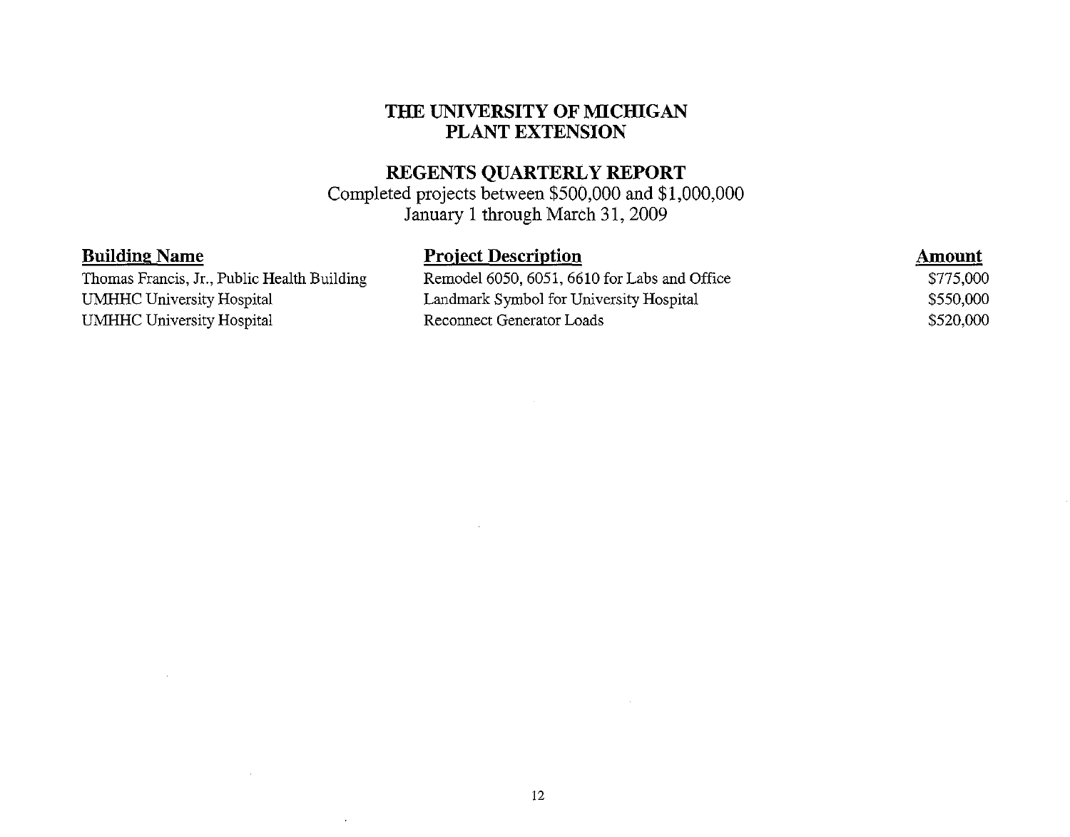# THE UNIVERSITY OF MICHIGAN
# PLANT EXTENSION

## REGENTS QUARTERLY REPORT

Completed projects between $500,000 and $1,000,000
January 1 through March 31, 2009

| Building Name | Project Description | Amount |
|---|---|---|
| Thomas Francis, Jr., Public Health Building | Remodel 6050, 6051, 6610 for Labs and Office | $775,000 |
| UMHHC University Hospital | Landmark Symbol for University Hospital | $550,000 |
| UMHHC University Hospital | Reconnect Generator Loads | $520,000 |